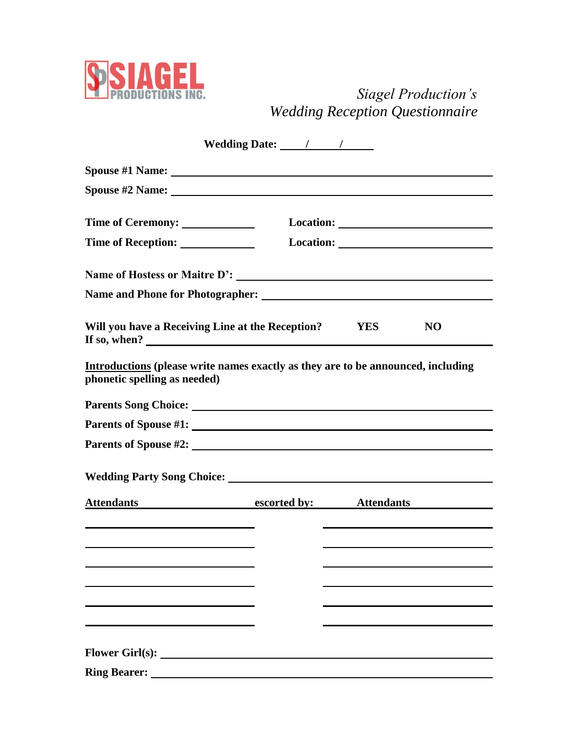SIAGEL PRODUCTIONS INC.

*Siagel Production's*
*Wedding Reception Questionnaire*

**Wedding Date:** ____/____/____

**Spouse #1 Name:** ______________________________

**Spouse #2 Name:** ______________________________

**Time of Ceremony:** ____________ **Location:** ______________________

**Time of Reception:** ____________ **Location:** ______________________

**Name of Hostess or Maitre D':** ______________________________

**Name and Phone for Photographer:** ______________________________

**Will you have a Receiving Line at the Reception?** **YES** **NO**
**If so, when?** ______________________________

**Introductions (please write names exactly as they are to be announced, including phonetic spelling as needed)**

**Parents Song Choice:** ______________________________

**Parents of Spouse #1:** ______________________________

**Parents of Spouse #2:** ______________________________

**Wedding Party Song Choice:** ______________________________

| **Attendants** | **escorted by:** | **Attendants** |
|---|---|---|
| | | |
| | | |
| | | |
| | | |
| | | |
| | | |

**Flower Girl(s):** ______________________________

**Ring Bearer:** ______________________________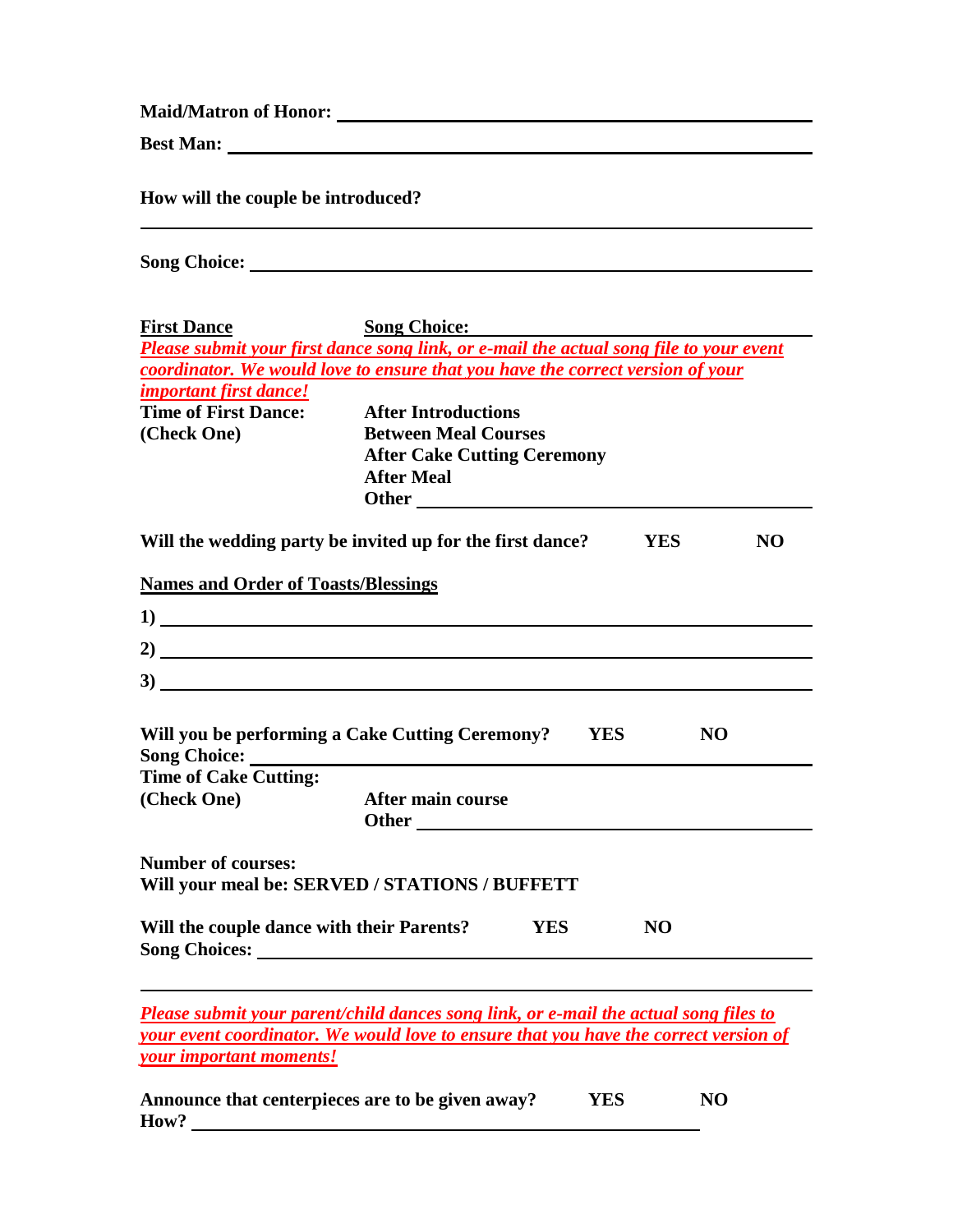**Maid/Matron of Honor:** ______________________________________________

**Best Man:** ______________________________________________

**How will the couple be introduced?**

______________________________________________

**Song Choice:** ______________________________________________

**First Dance** **Song Choice:** ______________________________________________

***Please submit your first dance song link, or e-mail the actual song file to your event coordinator. We would love to ensure that you have the correct version of your important first dance!***

**Time of First Dance:**
**(Check One)**

- **After Introductions**
- **Between Meal Courses**
- **After Cake Cutting Ceremony**
- **After Meal**
- **Other** ______________________________________________

**Will the wedding party be invited up for the first dance?** **YES** **NO**

**Names and Order of Toasts/Blessings**

**1)** ______________________________________________

**2)** ______________________________________________

**3)** ______________________________________________

**Will you be performing a Cake Cutting Ceremony?** **YES** **NO**

**Song Choice:** ______________________________________________

**Time of Cake Cutting:**
**(Check One)**

- **After main course**
- **Other** ______________________________________________

**Number of courses:**

**Will your meal be: SERVED / STATIONS / BUFFETT**

**Will the couple dance with their Parents?** **YES** **NO**

**Song Choices:** ______________________________________________

______________________________________________

***Please submit your parent/child dances song link, or e-mail the actual song files to your event coordinator. We would love to ensure that you have the correct version of your important moments!***

**Announce that centerpieces are to be given away?** **YES** **NO**

**How?** ______________________________________________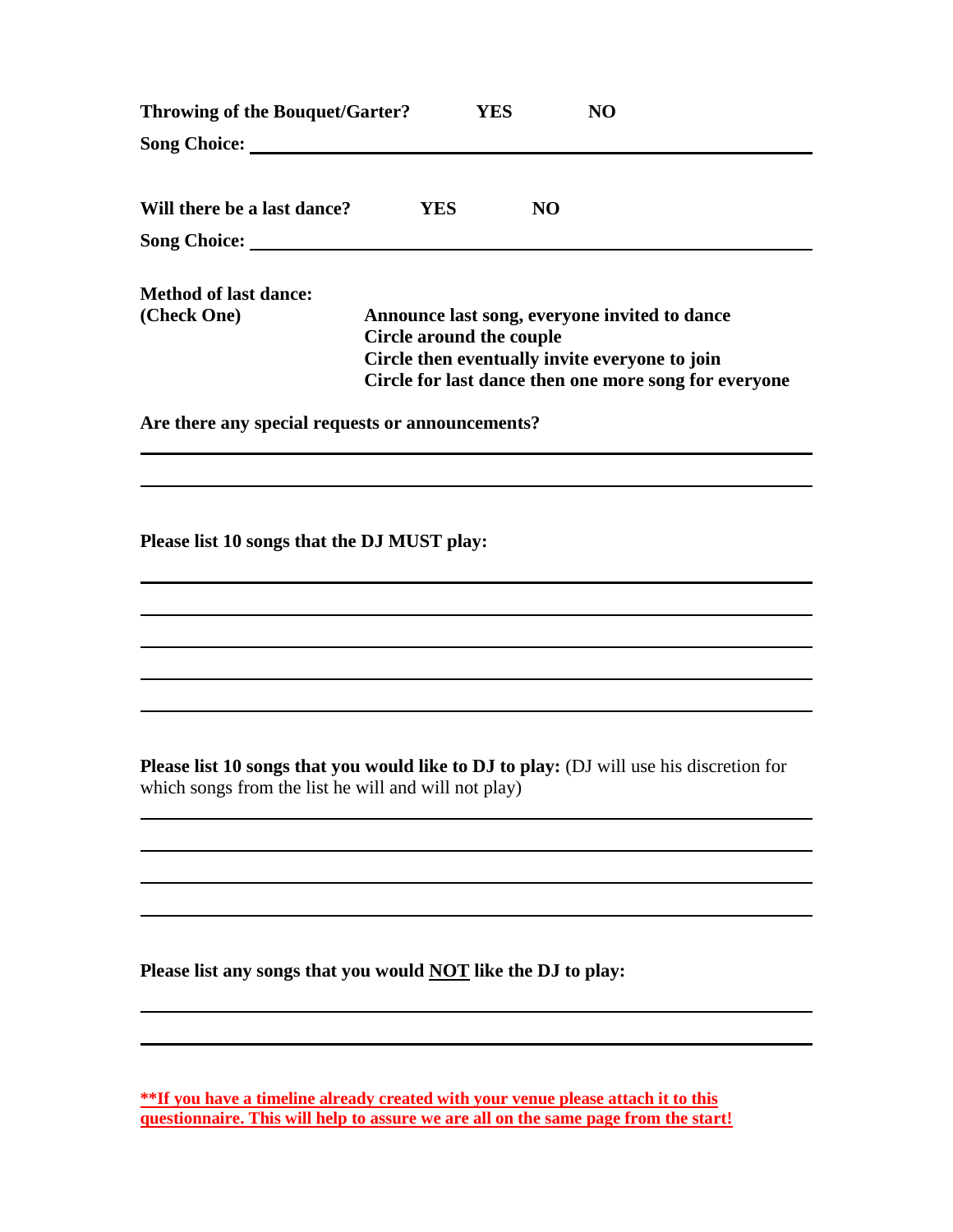**Throwing of the Bouquet/Garter?** **YES** **NO**

**Song Choice:** \_\_\_\_\_\_\_\_\_\_\_\_\_\_\_\_\_\_\_\_\_\_\_\_\_\_\_\_\_\_\_\_\_\_\_\_\_\_\_\_

**Will there be a last dance?** **YES** **NO**

**Song Choice:** \_\_\_\_\_\_\_\_\_\_\_\_\_\_\_\_\_\_\_\_\_\_\_\_\_\_\_\_\_\_\_\_\_\_\_\_\_\_\_\_

**Method of last dance:**
**(Check One)**

- **Announce last song, everyone invited to dance**
- **Circle around the couple**
- **Circle then eventually invite everyone to join**
- **Circle for last dance then one more song for everyone**

**Are there any special requests or announcements?**

\_\_\_\_\_\_\_\_\_\_\_\_\_\_\_\_\_\_\_\_\_\_\_\_\_\_\_\_\_\_\_\_\_\_\_\_\_\_\_\_\_\_\_\_\_\_\_\_

\_\_\_\_\_\_\_\_\_\_\_\_\_\_\_\_\_\_\_\_\_\_\_\_\_\_\_\_\_\_\_\_\_\_\_\_\_\_\_\_\_\_\_\_\_\_\_\_

**Please list 10 songs that the DJ MUST play:**

\_\_\_\_\_\_\_\_\_\_\_\_\_\_\_\_\_\_\_\_\_\_\_\_\_\_\_\_\_\_\_\_\_\_\_\_\_\_\_\_\_\_\_\_\_\_\_\_

\_\_\_\_\_\_\_\_\_\_\_\_\_\_\_\_\_\_\_\_\_\_\_\_\_\_\_\_\_\_\_\_\_\_\_\_\_\_\_\_\_\_\_\_\_\_\_\_

\_\_\_\_\_\_\_\_\_\_\_\_\_\_\_\_\_\_\_\_\_\_\_\_\_\_\_\_\_\_\_\_\_\_\_\_\_\_\_\_\_\_\_\_\_\_\_\_

\_\_\_\_\_\_\_\_\_\_\_\_\_\_\_\_\_\_\_\_\_\_\_\_\_\_\_\_\_\_\_\_\_\_\_\_\_\_\_\_\_\_\_\_\_\_\_\_

\_\_\_\_\_\_\_\_\_\_\_\_\_\_\_\_\_\_\_\_\_\_\_\_\_\_\_\_\_\_\_\_\_\_\_\_\_\_\_\_\_\_\_\_\_\_\_\_

**Please list 10 songs that you would like to DJ to play:** (DJ will use his discretion for which songs from the list he will and will not play)

\_\_\_\_\_\_\_\_\_\_\_\_\_\_\_\_\_\_\_\_\_\_\_\_\_\_\_\_\_\_\_\_\_\_\_\_\_\_\_\_\_\_\_\_\_\_\_\_

\_\_\_\_\_\_\_\_\_\_\_\_\_\_\_\_\_\_\_\_\_\_\_\_\_\_\_\_\_\_\_\_\_\_\_\_\_\_\_\_\_\_\_\_\_\_\_\_

\_\_\_\_\_\_\_\_\_\_\_\_\_\_\_\_\_\_\_\_\_\_\_\_\_\_\_\_\_\_\_\_\_\_\_\_\_\_\_\_\_\_\_\_\_\_\_\_

\_\_\_\_\_\_\_\_\_\_\_\_\_\_\_\_\_\_\_\_\_\_\_\_\_\_\_\_\_\_\_\_\_\_\_\_\_\_\_\_\_\_\_\_\_\_\_\_

**Please list any songs that you would <u>NOT</u> like the DJ to play:**

\_\_\_\_\_\_\_\_\_\_\_\_\_\_\_\_\_\_\_\_\_\_\_\_\_\_\_\_\_\_\_\_\_\_\_\_\_\_\_\_\_\_\_\_\_\_\_\_

\_\_\_\_\_\_\_\_\_\_\_\_\_\_\_\_\_\_\_\_\_\_\_\_\_\_\_\_\_\_\_\_\_\_\_\_\_\_\_\_\_\_\_\_\_\_\_\_

**<u>**If you have a timeline already created with your venue please attach it to this questionnaire. This will help to assure we are all on the same page from the start!</u>**